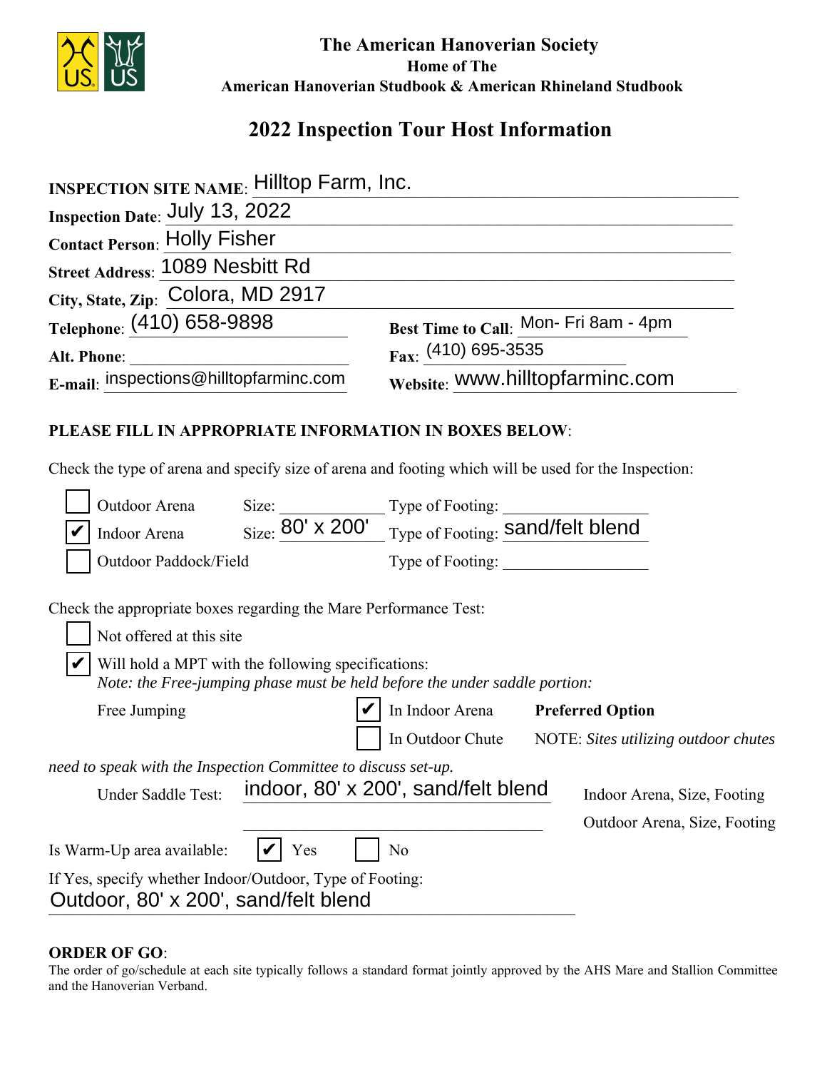**The American Hanoverian Society**
**Home of The**
**American Hanoverian Studbook & American Rhineland Studbook**

## 2022 Inspection Tour Host Information

**INSPECTION SITE NAME**: Hilltop Farm, Inc.

**Inspection Date**: July 13, 2022

**Contact Person**: Holly Fisher

**Street Address**: 1089 Nesbitt Rd

**City, State, Zip**: Colora, MD 2917

**Telephone**: (410) 658-9898 **Best Time to Call**: Mon- Fri 8am - 4pm

**Alt. Phone**: ______________ **Fax**: (410) 695-3535

**E-mail**: inspections@hilltopfarminc.com **Website**: www.hilltopfarminc.com

**PLEASE FILL IN APPROPRIATE INFORMATION IN BOXES BELOW**:

Check the type of arena and specify size of arena and footing which will be used for the Inspection:

- ☐ Outdoor Arena Size: ______________ Type of Footing: ______________
- ☑ Indoor Arena Size: 80' x 200' Type of Footing: sand/felt blend
- ☐ Outdoor Paddock/Field Type of Footing: ______________

Check the appropriate boxes regarding the Mare Performance Test:

- ☐ Not offered at this site
- ☑ Will hold a MPT with the following specifications:
  *Note: the Free-jumping phase must be held before the under saddle portion:*

Free Jumping ☑ In Indoor Arena **Preferred Option**

☐ In Outdoor Chute NOTE: *Sites utilizing outdoor chutes need to speak with the Inspection Committee to discuss set-up.*

Under Saddle Test: indoor, 80' x 200', sand/felt blend — Indoor Arena, Size, Footing

______________ — Outdoor Arena, Size, Footing

Is Warm-Up area available: ☑ Yes ☐ No

If Yes, specify whether Indoor/Outdoor, Type of Footing:
Outdoor, 80' x 200', sand/felt blend

**ORDER OF GO**:
The order of go/schedule at each site typically follows a standard format jointly approved by the AHS Mare and Stallion Committee and the Hanoverian Verband.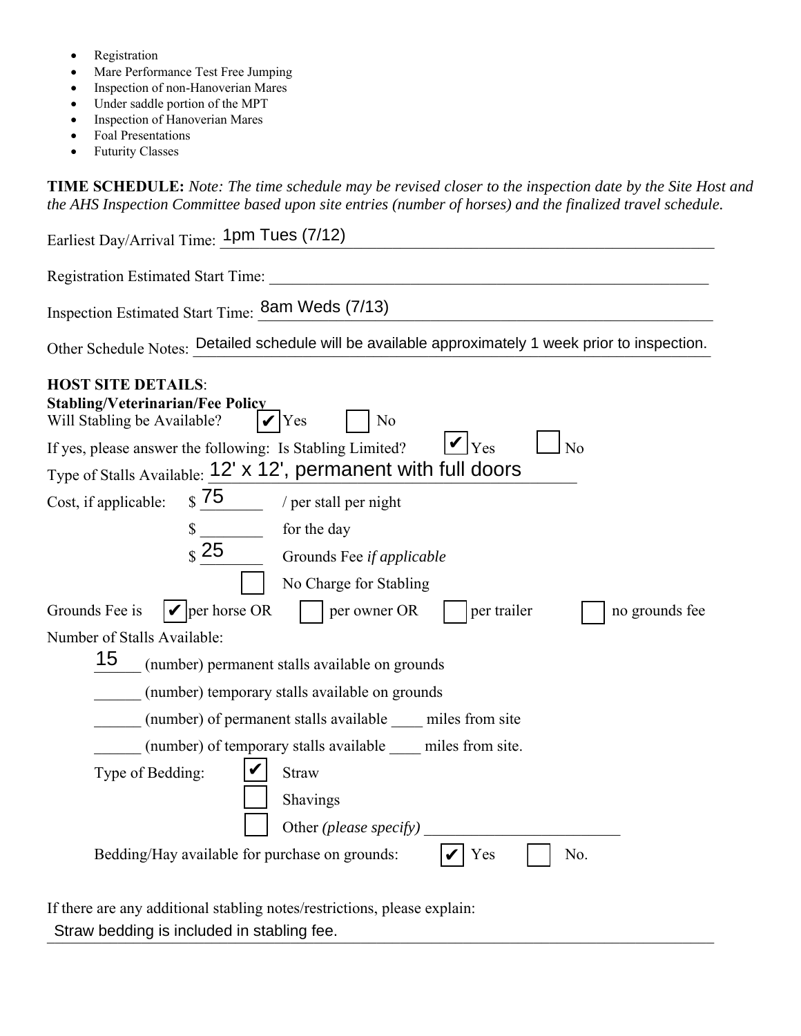- Registration
- Mare Performance Test Free Jumping
- Inspection of non-Hanoverian Mares
- Under saddle portion of the MPT
- Inspection of Hanoverian Mares
- Foal Presentations
- Futurity Classes

**TIME SCHEDULE:** *Note: The time schedule may be revised closer to the inspection date by the Site Host and the AHS Inspection Committee based upon site entries (number of horses) and the finalized travel schedule.*

Earliest Day/Arrival Time: 1pm Tues (7/12)

Registration Estimated Start Time: ______________________

Inspection Estimated Start Time: 8am Weds (7/13)

Other Schedule Notes: Detailed schedule will be available approximately 1 week prior to inspection.

**HOST SITE DETAILS**:

**Stabling/Veterinarian/Fee Policy**

Will Stabling be Available? ☑ Yes ☐ No

If yes, please answer the following: Is Stabling Limited? ☑ Yes ☐ No

Type of Stalls Available: 12' x 12', permanent with full doors

Cost, if applicable: $ 75 / per stall per night

$ ________ for the day

$ 25 Grounds Fee *if applicable*

☐ No Charge for Stabling

Grounds Fee is ☑ per horse OR ☐ per owner OR ☐ per trailer ☐ no grounds fee

Number of Stalls Available:

15 (number) permanent stalls available on grounds

______ (number) temporary stalls available on grounds

______ (number) of permanent stalls available ____ miles from site

______ (number) of temporary stalls available ____ miles from site.

Type of Bedding: ☑ Straw

☐ Shavings

☐ Other *(please specify)* ________________________

Bedding/Hay available for purchase on grounds: ☑ Yes ☐ No.

If there are any additional stabling notes/restrictions, please explain:

Straw bedding is included in stabling fee.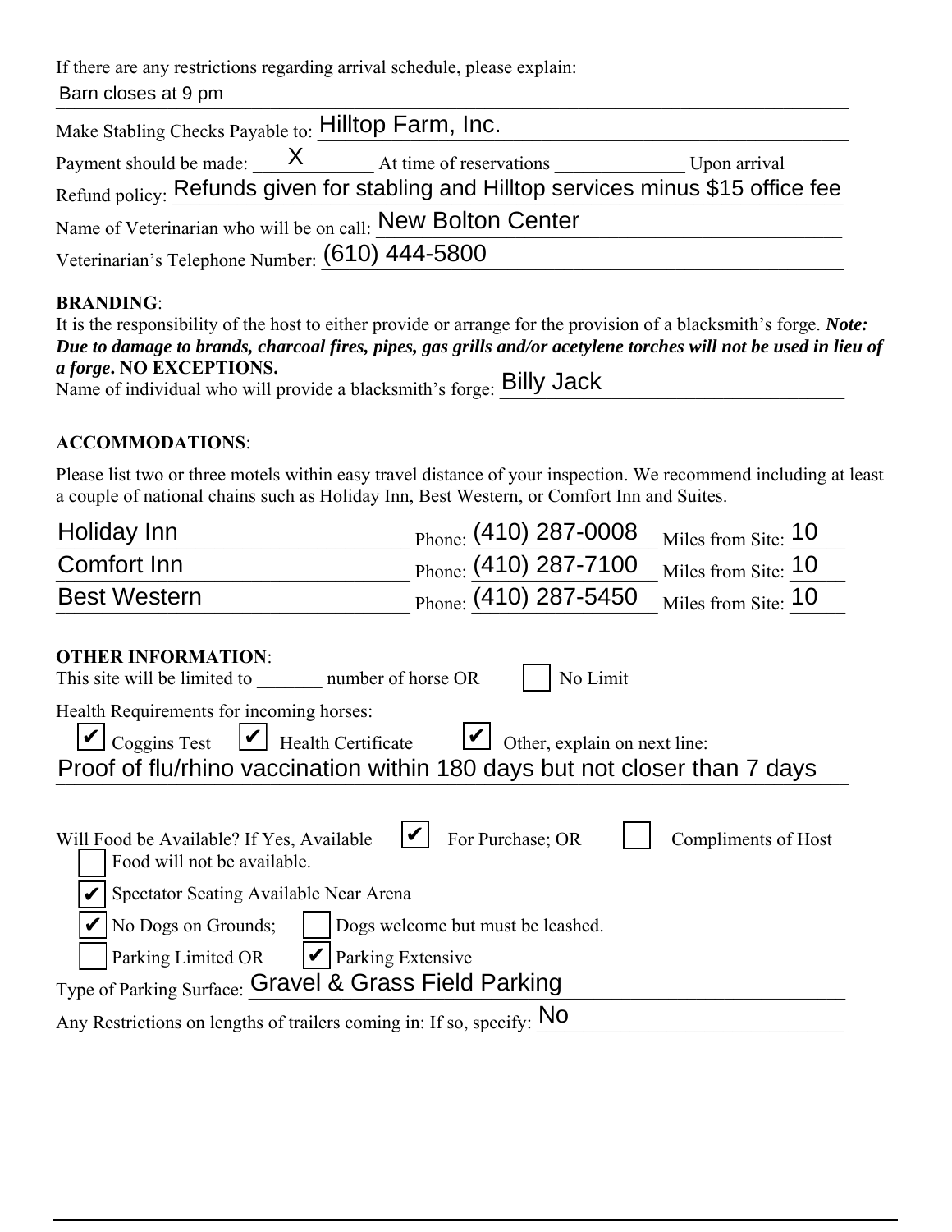If there are any restrictions regarding arrival schedule, please explain:

Barn closes at 9 pm

Make Stabling Checks Payable to: Hilltop Farm, Inc.

Payment should be made: X At time of reservations ______________ Upon arrival

Refund policy: Refunds given for stabling and Hilltop services minus $15 office fee

Name of Veterinarian who will be on call: New Bolton Center

Veterinarian's Telephone Number: (610) 444-5800

**BRANDING**:

It is the responsibility of the host to either provide or arrange for the provision of a blacksmith's forge. ***Note: Due to damage to brands, charcoal fires, pipes, gas grills and/or acetylene torches will not be used in lieu of a forge*. NO EXCEPTIONS.**

Name of individual who will provide a blacksmith's forge: Billy Jack

**ACCOMMODATIONS**:

Please list two or three motels within easy travel distance of your inspection. We recommend including at least a couple of national chains such as Holiday Inn, Best Western, or Comfort Inn and Suites.

| Motel | Phone | Miles from Site |
|---|---|---|
| Holiday Inn | (410) 287-0008 | 10 |
| Comfort Inn | (410) 287-7100 | 10 |
| Best Western | (410) 287-5450 | 10 |

**OTHER INFORMATION**:

This site will be limited to _______ number of horse OR ☐ No Limit

Health Requirements for incoming horses:

☑ Coggins Test ☑ Health Certificate ☑ Other, explain on next line:

Proof of flu/rhino vaccination within 180 days but not closer than 7 days

Will Food be Available? If Yes, Available ☑ For Purchase; OR ☐ Compliments of Host

☐ Food will not be available.

☑ Spectator Seating Available Near Arena

☑ No Dogs on Grounds; ☐ Dogs welcome but must be leashed.

☐ Parking Limited OR ☑ Parking Extensive

Type of Parking Surface: Gravel & Grass Field Parking

Any Restrictions on lengths of trailers coming in: If so, specify: No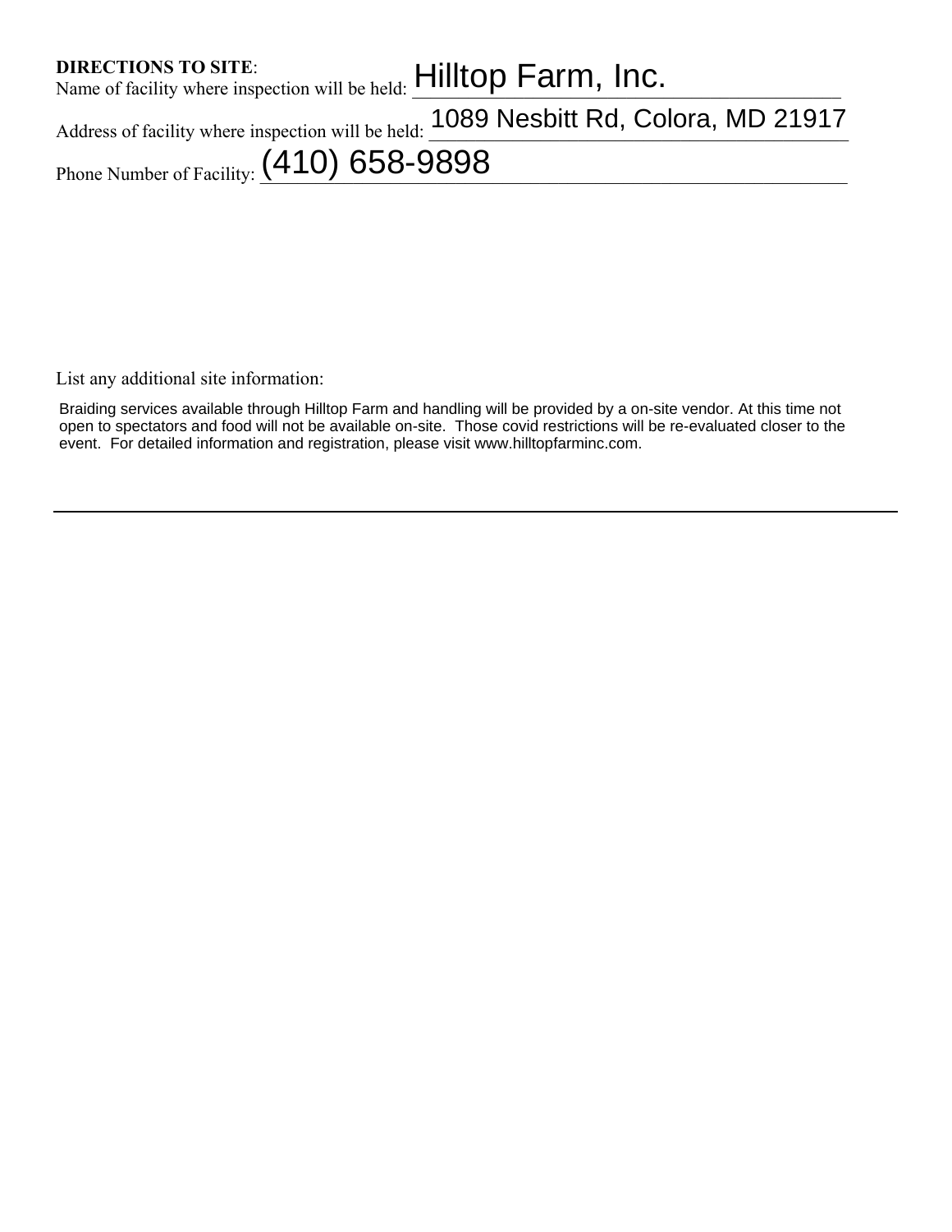**DIRECTIONS TO SITE**:

Name of facility where inspection will be held: Hilltop Farm, Inc.

Address of facility where inspection will be held: 1089 Nesbitt Rd, Colora, MD 21917

Phone Number of Facility: (410) 658-9898

List any additional site information:

Braiding services available through Hilltop Farm and handling will be provided by a on-site vendor. At this time not open to spectators and food will not be available on-site. Those covid restrictions will be re-evaluated closer to the event. For detailed information and registration, please visit www.hilltopfarminc.com.

---